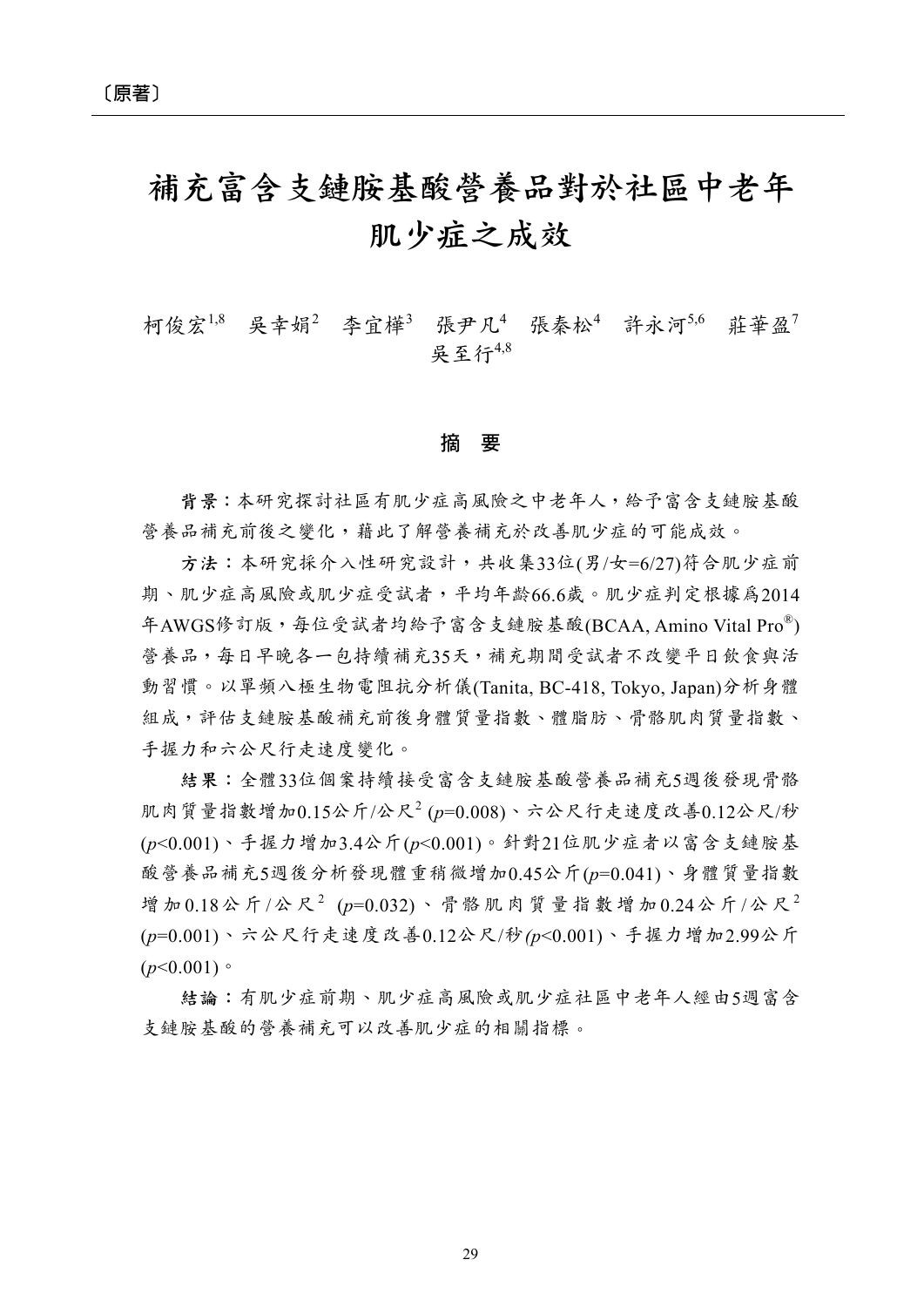〔原著〕

# 補充富含支鏈胺基酸營養品對於社區中老年肌少症之成效

柯俊宏[1,8] 吳幸娟[2] 李宜樺[3] 張尹凡[4] 張秦松[4] 許永河[5,6] 莊華盈[7] 吳至行[4,8]

## 摘 要

**背景：**本研究探討社區有肌少症高風險之中老年人，給予富含支鏈胺基酸營養品補充前後之變化，藉此了解營養補充於改善肌少症的可能成效。

**方法：**本研究採介入性研究設計，共收集33位(男/女=6/27)符合肌少症前期、肌少症高風險或肌少症受試者，平均年齡66.6歲。肌少症判定根據爲2014年AWGS修訂版，每位受試者均給予富含支鏈胺基酸(BCAA, Amino Vital Pro®)營養品，每日早晚各一包持續補充35天，補充期間受試者不改變平日飲食與活動習慣。以單頻八極生物電阻抗分析儀(Tanita, BC-418, Tokyo, Japan)分析身體組成，評估支鏈胺基酸補充前後身體質量指數、體脂肪、骨骼肌肉質量指數、手握力和六公尺行走速度變化。

**結果：**全體33位個案持續接受富含支鏈胺基酸營養品補充5週後發現骨骼肌肉質量指數增加0.15公斤/公尺$^2$ ($p$=0.008)、六公尺行走速度改善0.12公尺/秒($p$<0.001)、手握力增加3.4公斤($p$<0.001)。針對21位肌少症者以富含支鏈胺基酸營養品補充5週後分析發現體重稍微增加0.45公斤($p$=0.041)、身體質量指數增加0.18公斤/公尺$^2$ ($p$=0.032)、骨骼肌肉質量指數增加0.24公斤/公尺$^2$ ($p$=0.001)、六公尺行走速度改善0.12公尺/秒($p$<0.001)、手握力增加2.99公斤($p$<0.001)。

**結論：**有肌少症前期、肌少症高風險或肌少症社區中老年人經由5週富含支鏈胺基酸的營養補充可以改善肌少症的相關指標。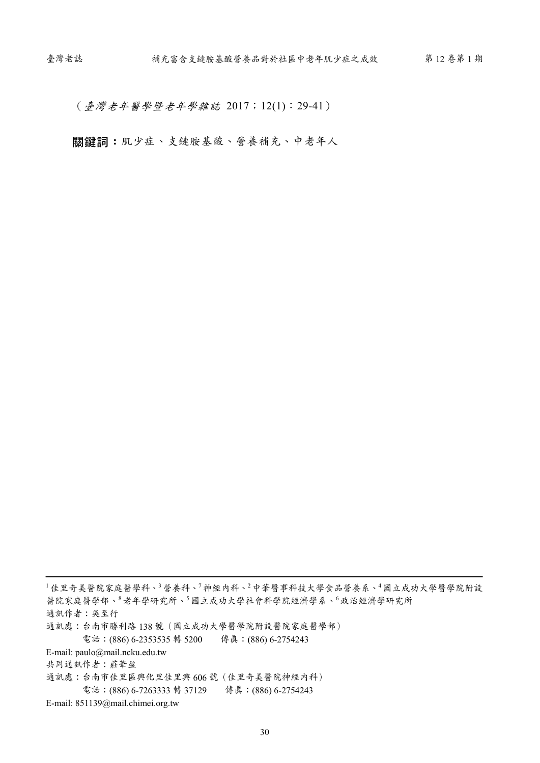（*臺灣老年醫學暨老年學雜誌* 2017；12(1)：29-41）

**關鍵詞：**肌少症、支鏈胺基酸、營養補充、中老年人

---

[1] 佳里奇美醫院家庭醫學科、[3] 營養科、[7] 神經內科、[2] 中華醫事科技大學食品營養系、[4] 國立成功大學醫學院附設醫院家庭醫學部、[8] 老年學研究所、[5] 國立成功大學社會科學院經濟學系、[6] 政治經濟學研究所

通訊作者：吳至行

通訊處：台南市勝利路 138 號（國立成功大學醫學院附設醫院家庭醫學部）

電話：(886) 6-2353535 轉 5200　傳眞：(886) 6-2754243

E-mail: paulo@mail.ncku.edu.tw

共同通訊作者：莊華盈

通訊處：台南市佳里區興化里佳里興 606 號（佳里奇美醫院神經內科）

電話：(886) 6-7263333 轉 37129　傳眞：(886) 6-2754243

E-mail: 851139@mail.chimei.org.tw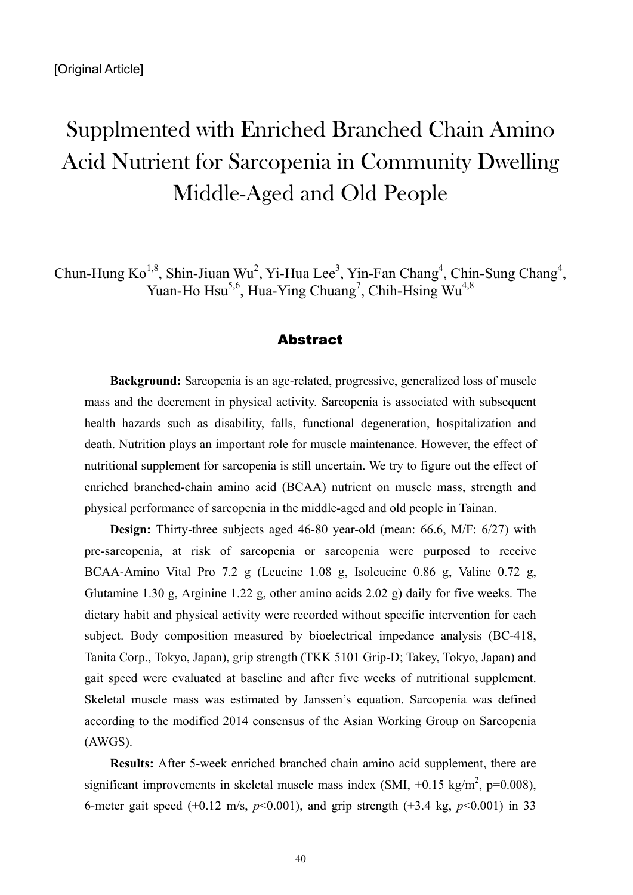[Original Article]

# Supplmented with Enriched Branched Chain Amino Acid Nutrient for Sarcopenia in Community Dwelling Middle-Aged and Old People

Chun-Hung Ko[1,8], Shin-Jiuan Wu[2], Yi-Hua Lee[3], Yin-Fan Chang[4], Chin-Sung Chang[4], Yuan-Ho Hsu[5,6], Hua-Ying Chuang[7], Chih-Hsing Wu[4,8]

## Abstract

**Background:** Sarcopenia is an age-related, progressive, generalized loss of muscle mass and the decrement in physical activity. Sarcopenia is associated with subsequent health hazards such as disability, falls, functional degeneration, hospitalization and death. Nutrition plays an important role for muscle maintenance. However, the effect of nutritional supplement for sarcopenia is still uncertain. We try to figure out the effect of enriched branched-chain amino acid (BCAA) nutrient on muscle mass, strength and physical performance of sarcopenia in the middle-aged and old people in Tainan.

**Design:** Thirty-three subjects aged 46-80 year-old (mean: 66.6, M/F: 6/27) with pre-sarcopenia, at risk of sarcopenia or sarcopenia were purposed to receive BCAA-Amino Vital Pro 7.2 g (Leucine 1.08 g, Isoleucine 0.86 g, Valine 0.72 g, Glutamine 1.30 g, Arginine 1.22 g, other amino acids 2.02 g) daily for five weeks. The dietary habit and physical activity were recorded without specific intervention for each subject. Body composition measured by bioelectrical impedance analysis (BC-418, Tanita Corp., Tokyo, Japan), grip strength (TKK 5101 Grip-D; Takey, Tokyo, Japan) and gait speed were evaluated at baseline and after five weeks of nutritional supplement. Skeletal muscle mass was estimated by Janssen's equation. Sarcopenia was defined according to the modified 2014 consensus of the Asian Working Group on Sarcopenia (AWGS).

**Results:** After 5-week enriched branched chain amino acid supplement, there are significant improvements in skeletal muscle mass index (SMI, +0.15 kg/m$^2$, p=0.008), 6-meter gait speed (+0.12 m/s, *p*<0.001), and grip strength (+3.4 kg, *p*<0.001) in 33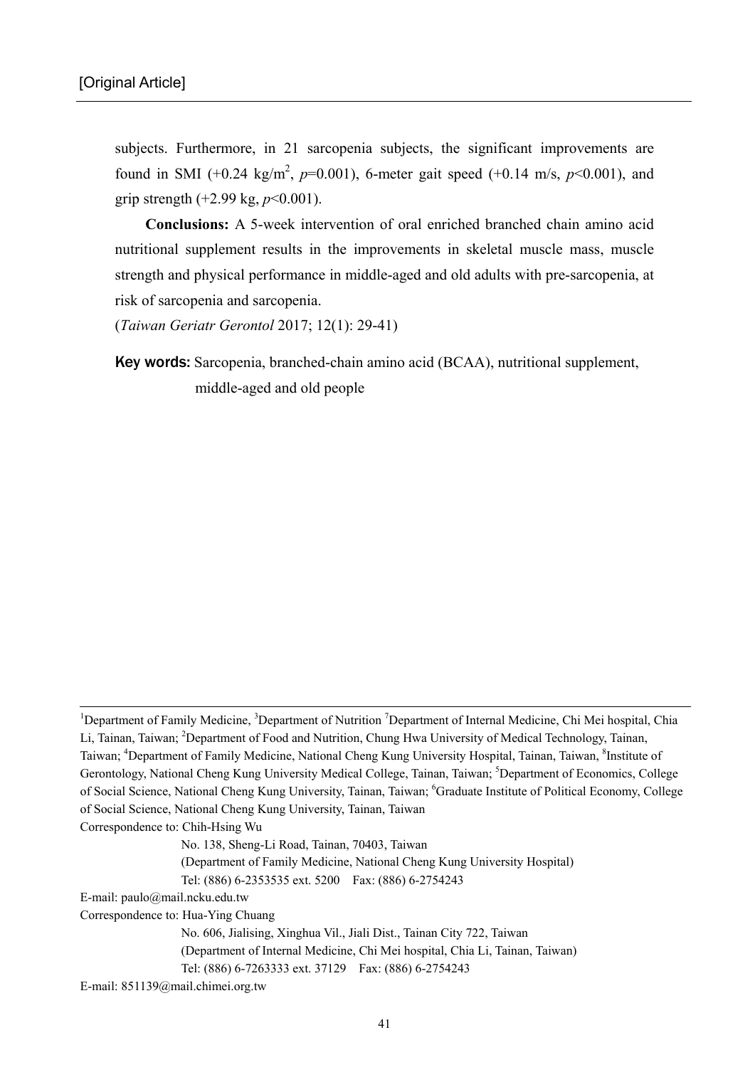subjects. Furthermore, in 21 sarcopenia subjects, the significant improvements are found in SMI (+0.24 kg/$m^2$, $p$=0.001), 6-meter gait speed (+0.14 m/s, $p$<0.001), and grip strength (+2.99 kg, $p$<0.001).

**Conclusions:** A 5-week intervention of oral enriched branched chain amino acid nutritional supplement results in the improvements in skeletal muscle mass, muscle strength and physical performance in middle-aged and old adults with pre-sarcopenia, at risk of sarcopenia and sarcopenia.

(*Taiwan Geriatr Gerontol* 2017; 12(1): 29-41)

**Key words:** Sarcopenia, branched-chain amino acid (BCAA), nutritional supplement, middle-aged and old people

---

[1]Department of Family Medicine, [3]Department of Nutrition [7]Department of Internal Medicine, Chi Mei hospital, Chia Li, Tainan, Taiwan; [2]Department of Food and Nutrition, Chung Hwa University of Medical Technology, Tainan, Taiwan; [4]Department of Family Medicine, National Cheng Kung University Hospital, Tainan, Taiwan, [8]Institute of Gerontology, National Cheng Kung University Medical College, Tainan, Taiwan; [5]Department of Economics, College of Social Science, National Cheng Kung University, Tainan, Taiwan; [6]Graduate Institute of Political Economy, College of Social Science, National Cheng Kung University, Tainan, Taiwan

Correspondence to: Chih-Hsing Wu
No. 138, Sheng-Li Road, Tainan, 70403, Taiwan
(Department of Family Medicine, National Cheng Kung University Hospital)
Tel: (886) 6-2353535 ext. 5200 Fax: (886) 6-2754243
E-mail: paulo@mail.ncku.edu.tw

Correspondence to: Hua-Ying Chuang
No. 606, Jialising, Xinghua Vil., Jiali Dist., Tainan City 722, Taiwan
(Department of Internal Medicine, Chi Mei hospital, Chia Li, Tainan, Taiwan)
Tel: (886) 6-7263333 ext. 37129 Fax: (886) 6-2754243
E-mail: 851139@mail.chimei.org.tw